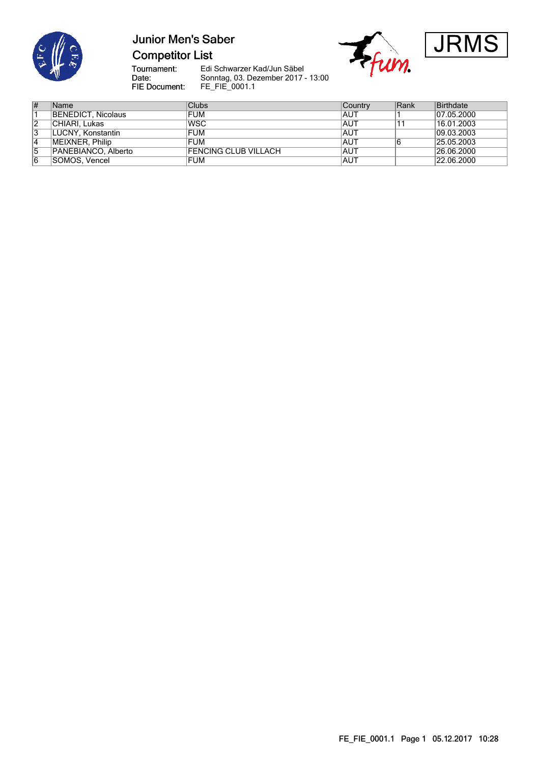# Junior Men's Saber

## Competitor List

JRMS

Tournament: Edi Schwarzer Kad/Jun Säbel
Date: Sonntag, 03. Dezember 2017 - 13:00
FIE Document: FE_FIE_0001.1

| # | Name | Clubs | Country | Rank | Birthdate |
|---|---|---|---|---|---|
| 1 | BENEDICT, Nicolaus | FUM | AUT | 1 | 07.05.2000 |
| 2 | CHIARI, Lukas | WSC | AUT | 11 | 16.01.2003 |
| 3 | LUCNY, Konstantin | FUM | AUT | | 09.03.2003 |
| 4 | MEIXNER, Philip | FUM | AUT | 6 | 25.05.2003 |
| 5 | PANEBIANCO, Alberto | FENCING CLUB VILLACH | AUT | | 26.06.2000 |
| 6 | SOMOS, Vencel | FUM | AUT | | 22.06.2000 |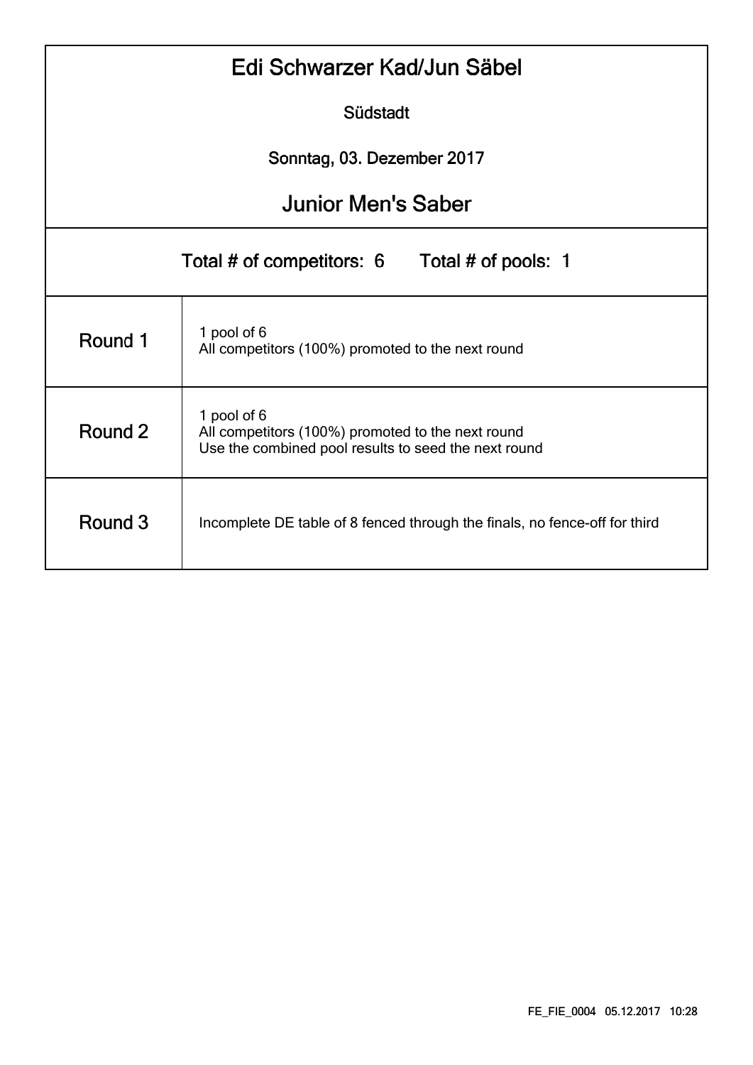# Edi Schwarzer Kad/Jun Säbel

Südstadt

Sonntag, 03. Dezember 2017

## Junior Men's Saber

Total # of competitors: 6 Total # of pools: 1

| Round | Description |
| --- | --- |
| Round 1 | 1 pool of 6<br>All competitors (100%) promoted to the next round |
| Round 2 | 1 pool of 6<br>All competitors (100%) promoted to the next round<br>Use the combined pool results to seed the next round |
| Round 3 | Incomplete DE table of 8 fenced through the finals, no fence-off for third |

FE_FIE_0004 05.12.2017 10:28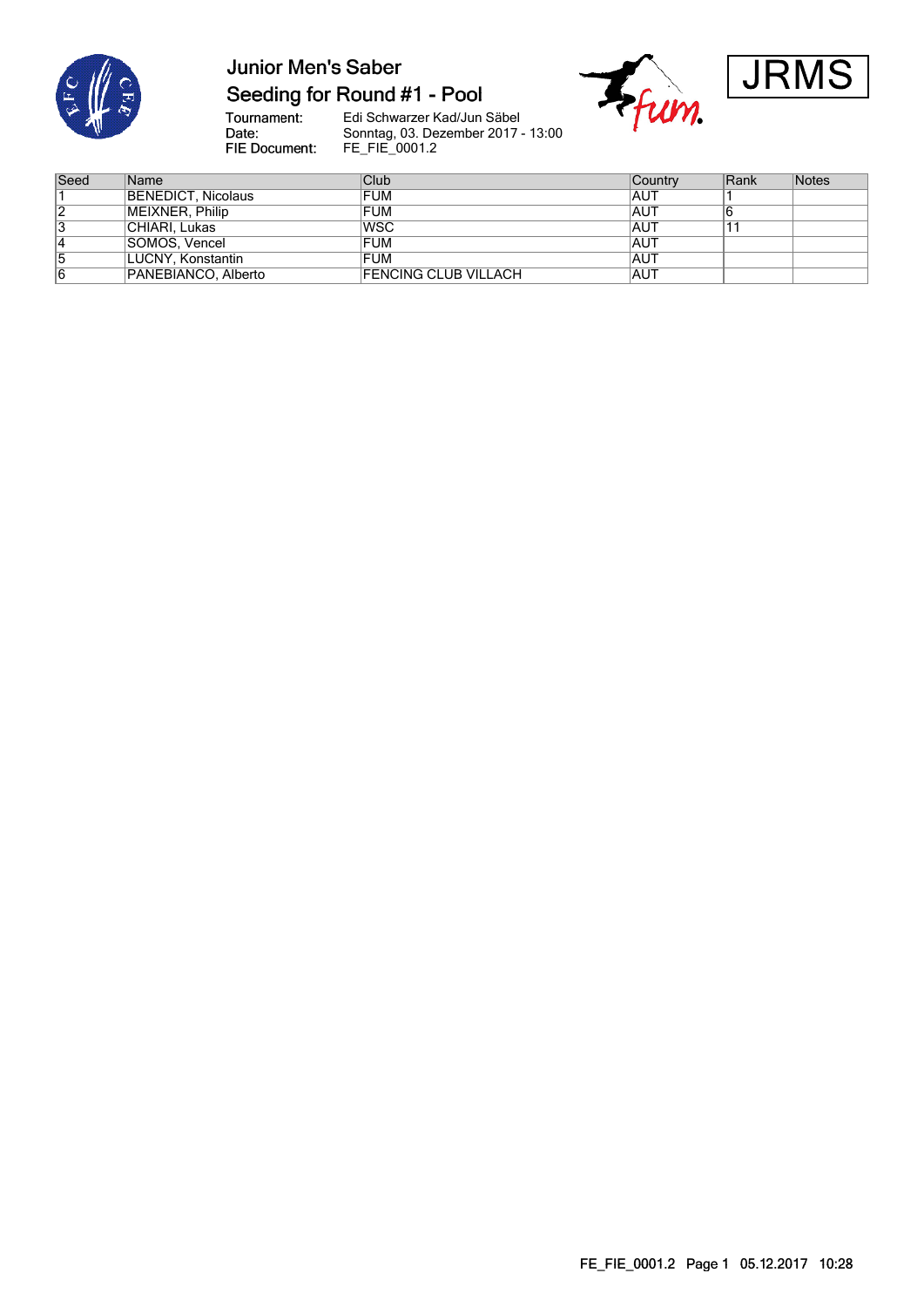# Junior Men's Saber

## Seeding for Round #1 - Pool

JRMS

Tournament: Edi Schwarzer Kad/Jun Säbel
Date: Sonntag, 03. Dezember 2017 - 13:00
FIE Document: FE_FIE_0001.2

| Seed | Name | Club | Country | Rank | Notes |
|---|---|---|---|---|---|
| 1 | BENEDICT, Nicolaus | FUM | AUT | 1 | |
| 2 | MEIXNER, Philip | FUM | AUT | 6 | |
| 3 | CHIARI, Lukas | WSC | AUT | 11 | |
| 4 | SOMOS, Vencel | FUM | AUT | | |
| 5 | LUCNY, Konstantin | FUM | AUT | | |
| 6 | PANEBIANCO, Alberto | FENCING CLUB VILLACH | AUT | | |

FE_FIE_0001.2 Page 1 05.12.2017 10:28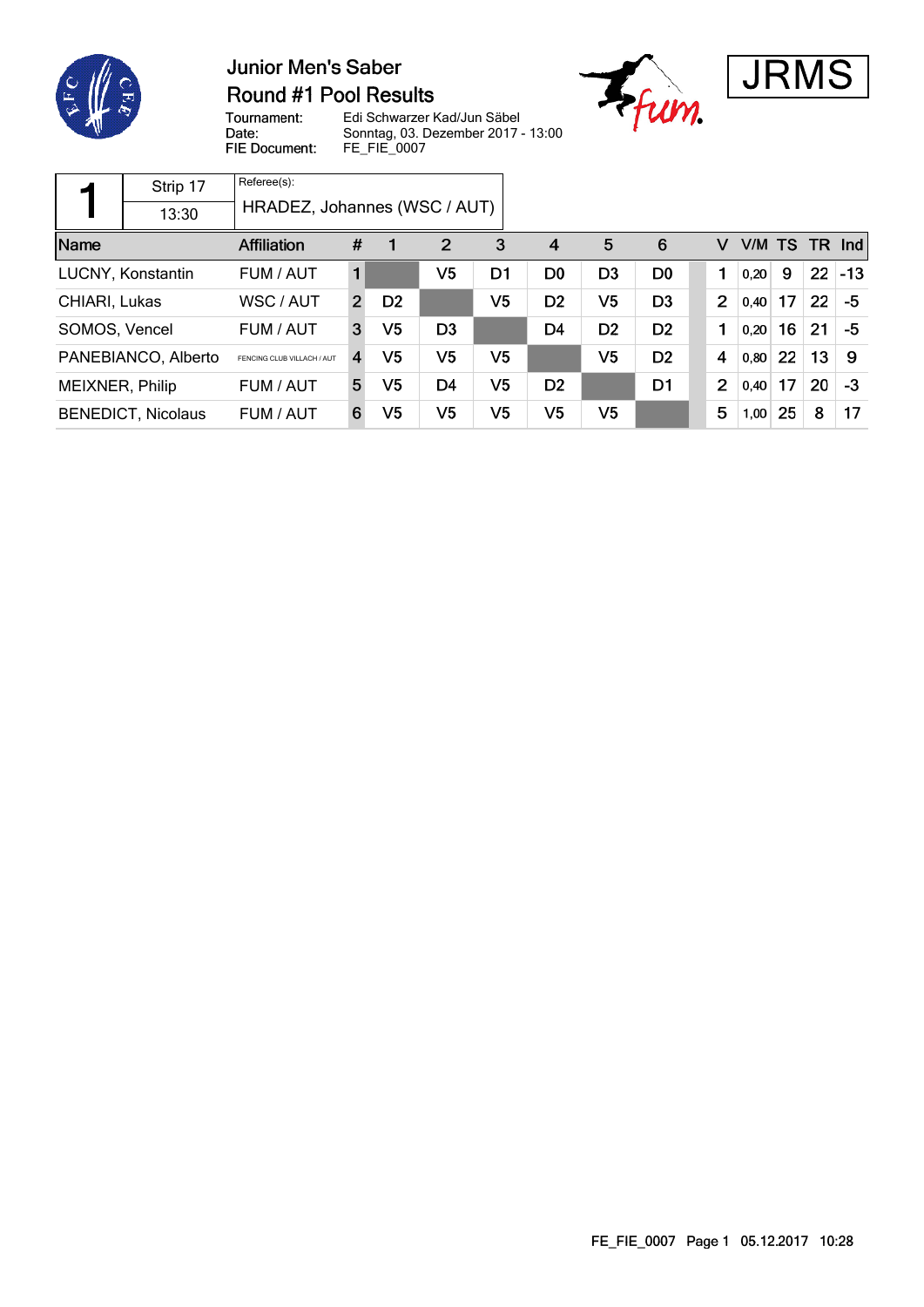# Junior Men's Saber

## Round #1 Pool Results

JRMS

Tournament: Edi Schwarzer Kad/Jun Säbel
Date: Sonntag, 03. Dezember 2017 - 13:00
FIE Document: FE_FIE_0007

| 1 | Strip 17 | Referee(s): |
|---|---|---|
| | 13:30 | HRADEZ, Johannes (WSC / AUT) |

| Name | Affiliation | # | 1 | 2 | 3 | 4 | 5 | 6 | V | V/M | TS | TR | Ind |
|---|---|---|---|---|---|---|---|---|---|---|---|---|---|
| LUCNY, Konstantin | FUM / AUT | 1 | | V5 | D1 | D0 | D3 | D0 | 1 | 0,20 | 9 | 22 | -13 |
| CHIARI, Lukas | WSC / AUT | 2 | D2 | | V5 | D2 | V5 | D3 | 2 | 0,40 | 17 | 22 | -5 |
| SOMOS, Vencel | FUM / AUT | 3 | V5 | D3 | | D4 | D2 | D2 | 1 | 0,20 | 16 | 21 | -5 |
| PANEBIANCO, Alberto | FENCING CLUB VILLACH / AUT | 4 | V5 | V5 | V5 | | V5 | D2 | 4 | 0,80 | 22 | 13 | 9 |
| MEIXNER, Philip | FUM / AUT | 5 | V5 | D4 | V5 | D2 | | D1 | 2 | 0,40 | 17 | 20 | -3 |
| BENEDICT, Nicolaus | FUM / AUT | 6 | V5 | V5 | V5 | V5 | V5 | | 5 | 1,00 | 25 | 8 | 17 |

FE_FIE_0007 Page 1 05.12.2017 10:28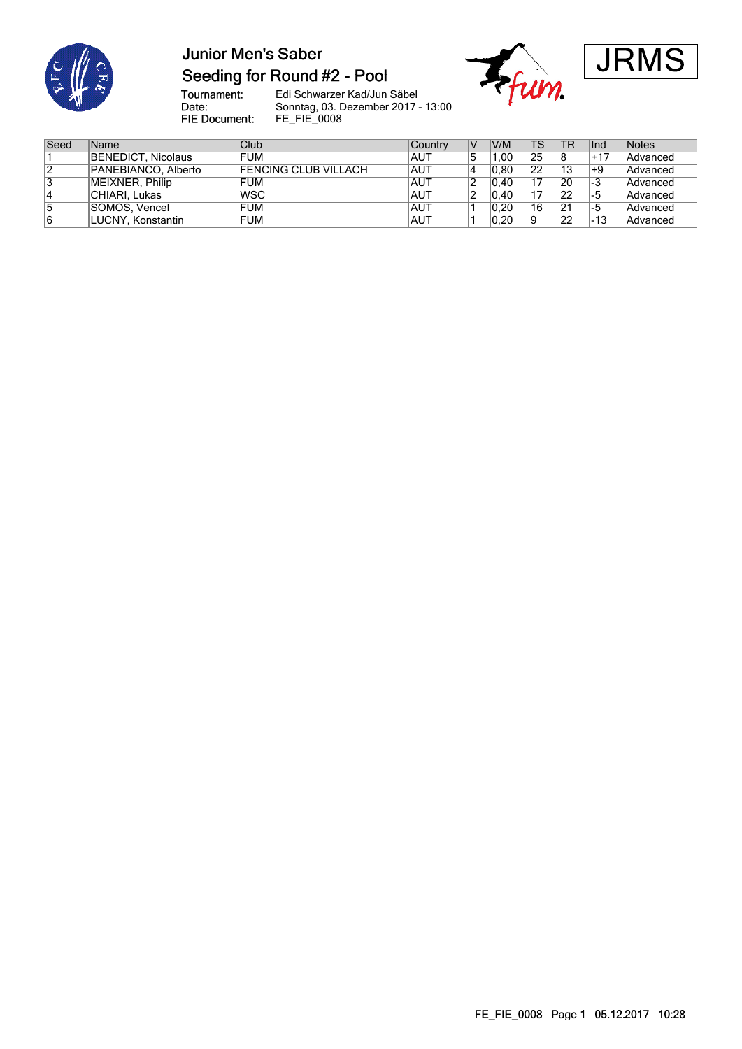# Junior Men's Saber

## Seeding for Round #2 - Pool

JRMS

Tournament: Edi Schwarzer Kad/Jun Säbel
Date: Sonntag, 03. Dezember 2017 - 13:00
FIE Document: FE_FIE_0008

| Seed | Name | Club | Country | V | V/M | TS | TR | Ind | Notes |
|---|---|---|---|---|---|---|---|---|---|
| 1 | BENEDICT, Nicolaus | FUM | AUT | 5 | 1,00 | 25 | 8 | +17 | Advanced |
| 2 | PANEBIANCO, Alberto | FENCING CLUB VILLACH | AUT | 4 | 0,80 | 22 | 13 | +9 | Advanced |
| 3 | MEIXNER, Philip | FUM | AUT | 2 | 0,40 | 17 | 20 | -3 | Advanced |
| 4 | CHIARI, Lukas | WSC | AUT | 2 | 0,40 | 17 | 22 | -5 | Advanced |
| 5 | SOMOS, Vencel | FUM | AUT | 1 | 0,20 | 16 | 21 | -5 | Advanced |
| 6 | LUCNY, Konstantin | FUM | AUT | 1 | 0,20 | 9 | 22 | -13 | Advanced |

FE_FIE_0008 Page 1 05.12.2017 10:28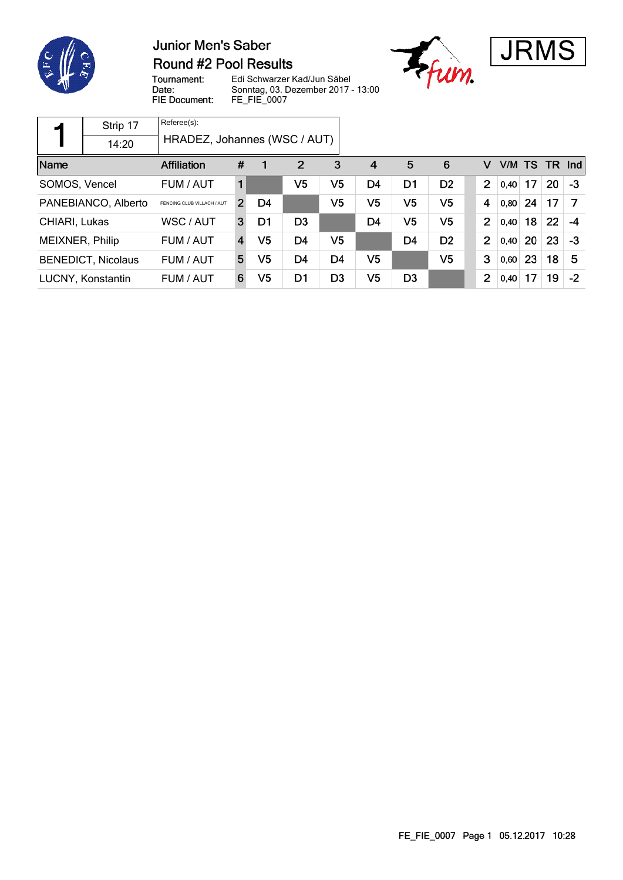# Junior Men's Saber

## Round #2 Pool Results

Tournament: Edi Schwarzer Kad/Jun Säbel
Date: Sonntag, 03. Dezember 2017 - 13:00
FIE Document: FE_FIE_0007

JRMS

| 1 | Strip 17 | Referee(s): |
|---|---|---|
| | 14:20 | HRADEZ, Johannes (WSC / AUT) |

| Name | Affiliation | # | 1 | 2 | 3 | 4 | 5 | 6 | V | V/M | TS | TR | Ind |
|---|---|---|---|---|---|---|---|---|---|---|---|---|---|
| SOMOS, Vencel | FUM / AUT | 1 | | V5 | V5 | D4 | D1 | D2 | 2 | 0,40 | 17 | 20 | -3 |
| PANEBIANCO, Alberto | FENCING CLUB VILLACH / AUT | 2 | D4 | | V5 | V5 | V5 | V5 | 4 | 0,80 | 24 | 17 | 7 |
| CHIARI, Lukas | WSC / AUT | 3 | D1 | D3 | | D4 | V5 | V5 | 2 | 0,40 | 18 | 22 | -4 |
| MEIXNER, Philip | FUM / AUT | 4 | V5 | D4 | V5 | | D4 | D2 | 2 | 0,40 | 20 | 23 | -3 |
| BENEDICT, Nicolaus | FUM / AUT | 5 | V5 | D4 | D4 | V5 | | V5 | 3 | 0,60 | 23 | 18 | 5 |
| LUCNY, Konstantin | FUM / AUT | 6 | V5 | D1 | D3 | V5 | D3 | | 2 | 0,40 | 17 | 19 | -2 |

FE_FIE_0007 Page 1 05.12.2017 10:28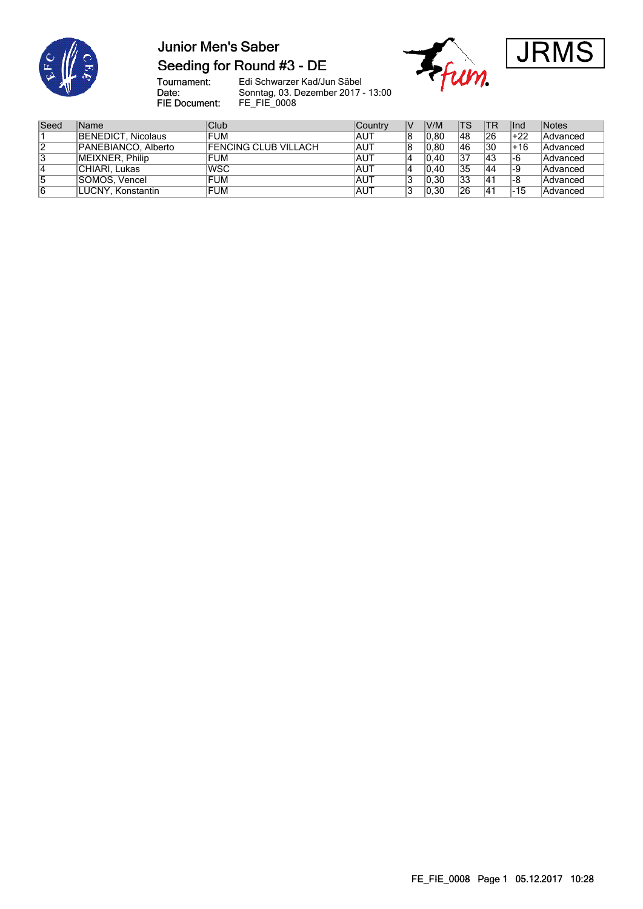# Junior Men's Saber

## Seeding for Round #3 - DE

JRMS

Tournament: Edi Schwarzer Kad/Jun Säbel
Date: Sonntag, 03. Dezember 2017 - 13:00
FIE Document: FE_FIE_0008

| Seed | Name | Club | Country | V | V/M | TS | TR | Ind | Notes |
|---|---|---|---|---|---|---|---|---|---|
| 1 | BENEDICT, Nicolaus | FUM | AUT | 8 | 0,80 | 48 | 26 | +22 | Advanced |
| 2 | PANEBIANCO, Alberto | FENCING CLUB VILLACH | AUT | 8 | 0,80 | 46 | 30 | +16 | Advanced |
| 3 | MEIXNER, Philip | FUM | AUT | 4 | 0,40 | 37 | 43 | -6 | Advanced |
| 4 | CHIARI, Lukas | WSC | AUT | 4 | 0,40 | 35 | 44 | -9 | Advanced |
| 5 | SOMOS, Vencel | FUM | AUT | 3 | 0,30 | 33 | 41 | -8 | Advanced |
| 6 | LUCNY, Konstantin | FUM | AUT | 3 | 0,30 | 26 | 41 | -15 | Advanced |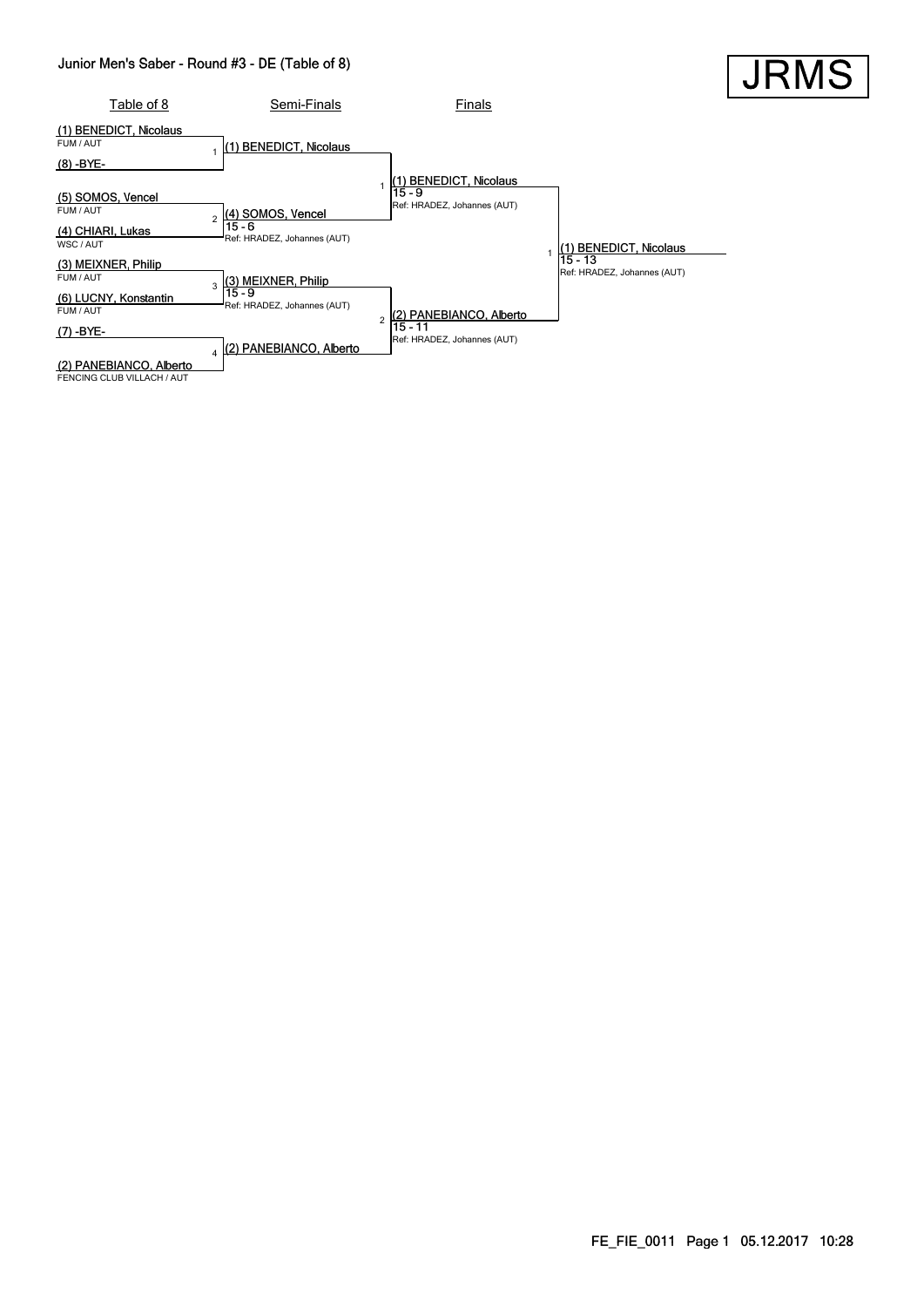# Junior Men's Saber - Round #3 - DE (Table of 8)

JRMS

## Table of 8

- (1) BENEDICT, Nicolaus — FUM / AUT
- (8) -BYE-
- (5) SOMOS, Vencel — FUM / AUT
- (4) CHIARI, Lukas — WSC / AUT
- (3) MEIXNER, Philip — FUM / AUT
- (6) LUCNY, Konstantin — FUM / AUT
- (7) -BYE-
- (2) PANEBIANCO, Alberto — FENCING CLUB VILLACH / AUT

## Semi-Finals

1. (1) BENEDICT, Nicolaus
2. (4) SOMOS, Vencel — 15 - 6 — Ref: HRADEZ, Johannes (AUT)
3. (3) MEIXNER, Philip — 15 - 9 — Ref: HRADEZ, Johannes (AUT)
4. (2) PANEBIANCO, Alberto

## Finals

1. (1) BENEDICT, Nicolaus — 15 - 9 — Ref: HRADEZ, Johannes (AUT)
2. (2) PANEBIANCO, Alberto — 15 - 11 — Ref: HRADEZ, Johannes (AUT)

## Winner

1. (1) BENEDICT, Nicolaus — 15 - 13 — Ref: HRADEZ, Johannes (AUT)

FE_FIE_0011 Page 1 05.12.2017 10:28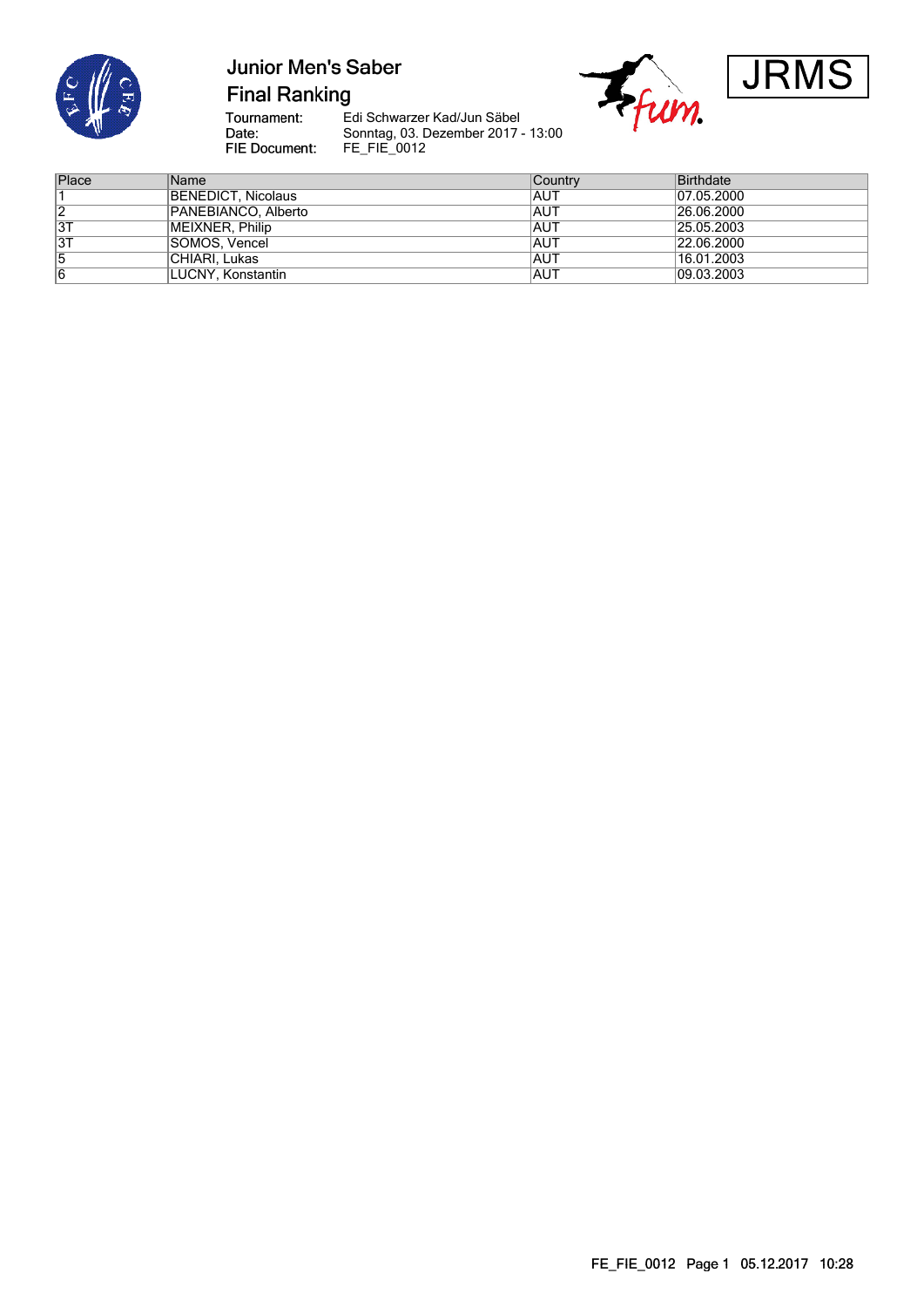# Junior Men's Saber

## Final Ranking

JRMS

Tournament: Edi Schwarzer Kad/Jun Säbel
Date: Sonntag, 03. Dezember 2017 - 13:00
FIE Document: FE_FIE_0012

| Place | Name | Country | Birthdate |
|---|---|---|---|
| 1 | BENEDICT, Nicolaus | AUT | 07.05.2000 |
| 2 | PANEBIANCO, Alberto | AUT | 26.06.2000 |
| 3T | MEIXNER, Philip | AUT | 25.05.2003 |
| 3T | SOMOS, Vencel | AUT | 22.06.2000 |
| 5 | CHIARI, Lukas | AUT | 16.01.2003 |
| 6 | LUCNY, Konstantin | AUT | 09.03.2003 |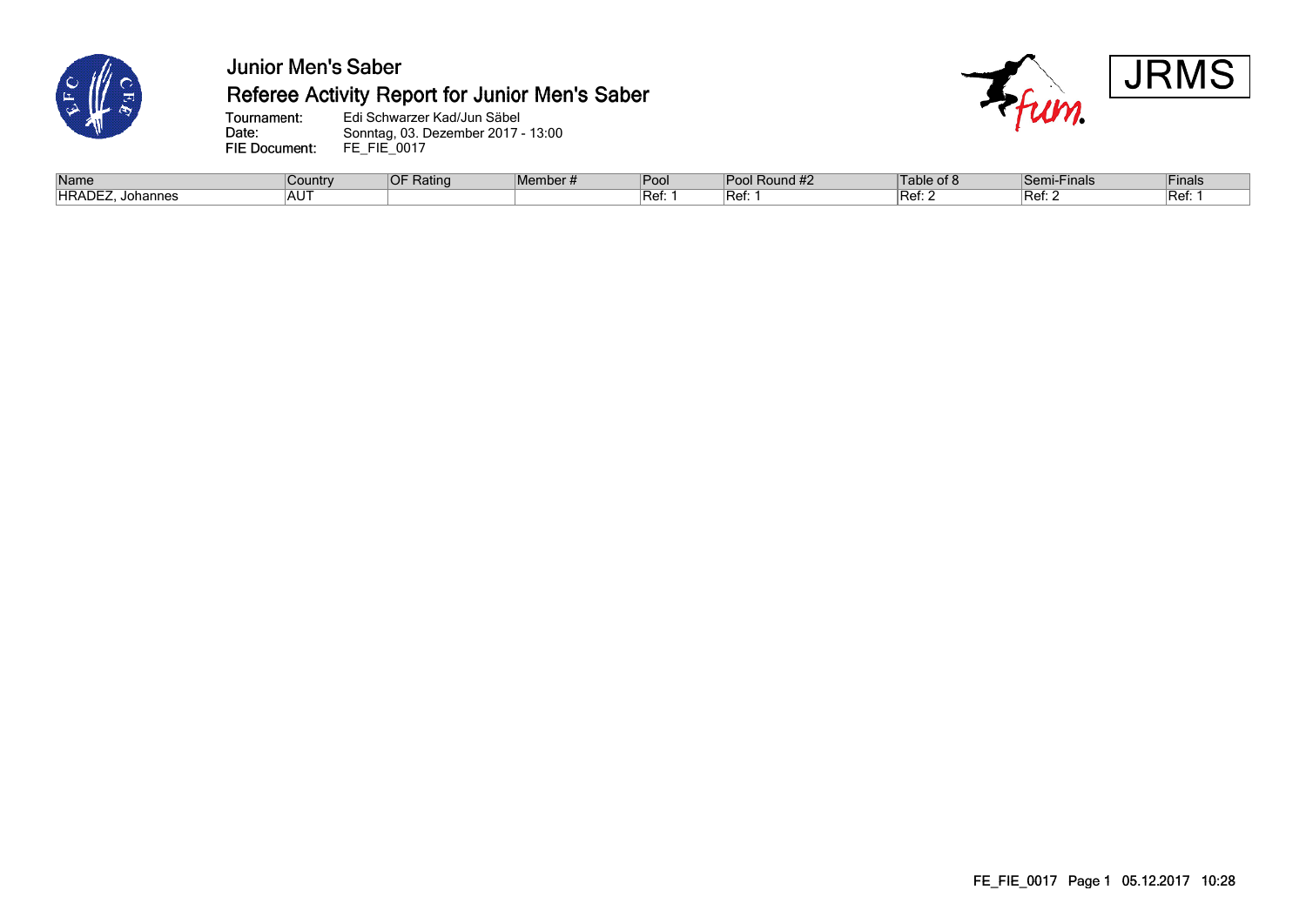# Junior Men's Saber

## Referee Activity Report for Junior Men's Saber

Tournament: Edi Schwarzer Kad/Jun Säbel
Date: Sonntag, 03. Dezember 2017 - 13:00
FIE Document: FE_FIE_0017

JRMS

| Name | Country | OF Rating | Member # | Pool | Pool Round #2 | Table of 8 | Semi-Finals | Finals |
|---|---|---|---|---|---|---|---|---|
| HRADEZ, Johannes | AUT | | | Ref: 1 | Ref: 1 | Ref: 2 | Ref: 2 | Ref: 1 |

FE_FIE_0017 Page 1 05.12.2017 10:28